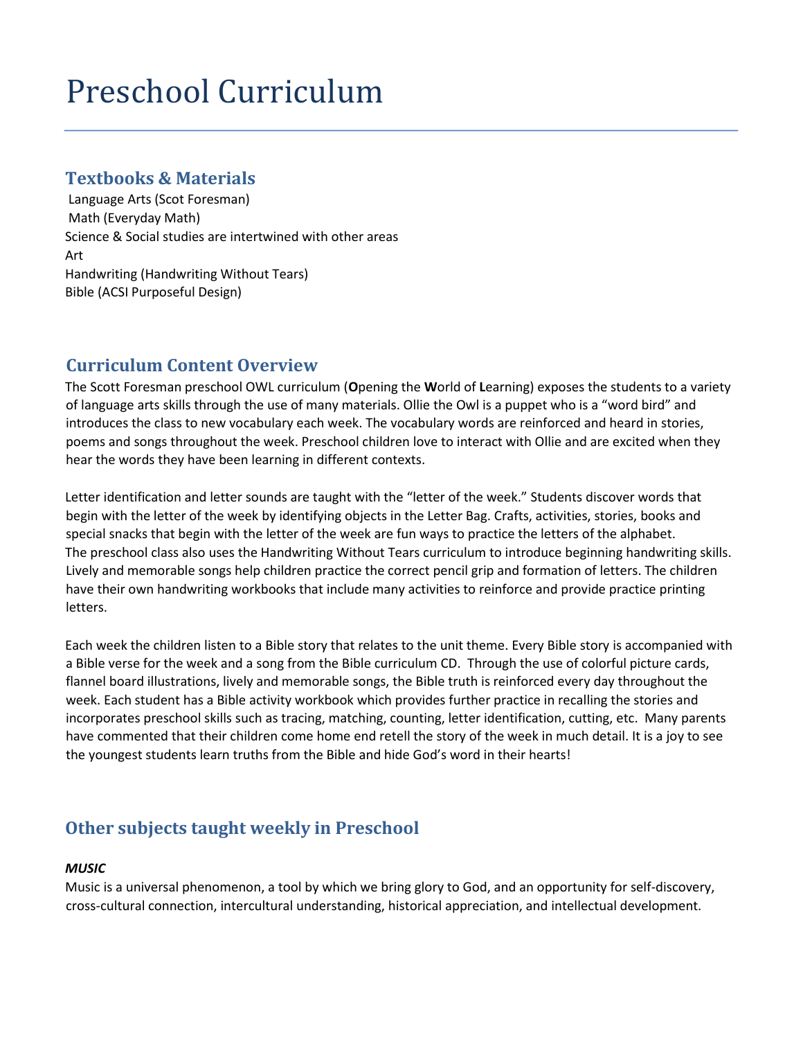# Preschool Curriculum

## Textbooks & Materials

Language Arts (Scot Foresman)
Math (Everyday Math)
Science & Social studies are intertwined with other areas
Art
Handwriting (Handwriting Without Tears)
Bible (ACSI Purposeful Design)

## Curriculum Content Overview

The Scott Foresman preschool OWL curriculum (**O**pening the **W**orld of **L**earning) exposes the students to a variety of language arts skills through the use of many materials. Ollie the Owl is a puppet who is a "word bird" and introduces the class to new vocabulary each week. The vocabulary words are reinforced and heard in stories, poems and songs throughout the week. Preschool children love to interact with Ollie and are excited when they hear the words they have been learning in different contexts.

Letter identification and letter sounds are taught with the "letter of the week." Students discover words that begin with the letter of the week by identifying objects in the Letter Bag. Crafts, activities, stories, books and special snacks that begin with the letter of the week are fun ways to practice the letters of the alphabet. The preschool class also uses the Handwriting Without Tears curriculum to introduce beginning handwriting skills. Lively and memorable songs help children practice the correct pencil grip and formation of letters. The children have their own handwriting workbooks that include many activities to reinforce and provide practice printing letters.

Each week the children listen to a Bible story that relates to the unit theme. Every Bible story is accompanied with a Bible verse for the week and a song from the Bible curriculum CD. Through the use of colorful picture cards, flannel board illustrations, lively and memorable songs, the Bible truth is reinforced every day throughout the week. Each student has a Bible activity workbook which provides further practice in recalling the stories and incorporates preschool skills such as tracing, matching, counting, letter identification, cutting, etc. Many parents have commented that their children come home end retell the story of the week in much detail. It is a joy to see the youngest students learn truths from the Bible and hide God's word in their hearts!

## Other subjects taught weekly in Preschool

***MUSIC***

Music is a universal phenomenon, a tool by which we bring glory to God, and an opportunity for self-discovery, cross-cultural connection, intercultural understanding, historical appreciation, and intellectual development.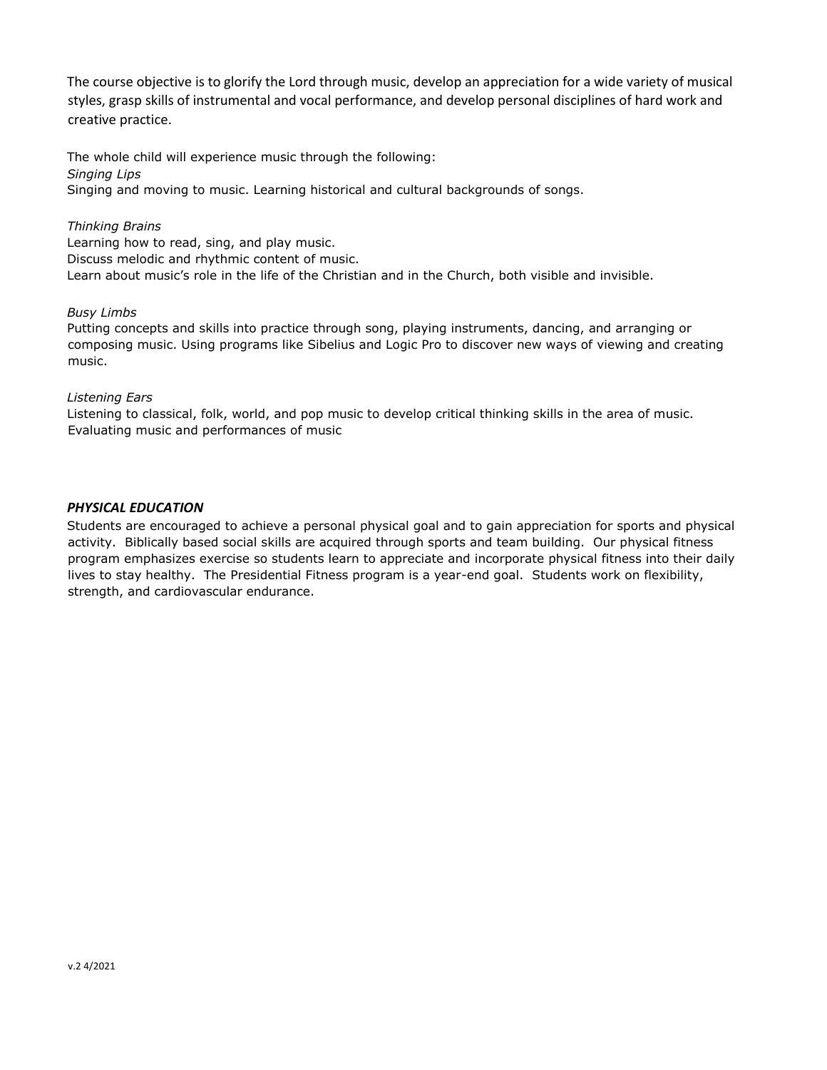The course objective is to glorify the Lord through music, develop an appreciation for a wide variety of musical styles, grasp skills of instrumental and vocal performance, and develop personal disciplines of hard work and creative practice.

The whole child will experience music through the following:

*Singing Lips*
Singing and moving to music. Learning historical and cultural backgrounds of songs.

*Thinking Brains*
Learning how to read, sing, and play music.
Discuss melodic and rhythmic content of music.
Learn about music's role in the life of the Christian and in the Church, both visible and invisible.

*Busy Limbs*
Putting concepts and skills into practice through song, playing instruments, dancing, and arranging or composing music. Using programs like Sibelius and Logic Pro to discover new ways of viewing and creating music.

*Listening Ears*
Listening to classical, folk, world, and pop music to develop critical thinking skills in the area of music.
Evaluating music and performances of music

### *PHYSICAL EDUCATION*

Students are encouraged to achieve a personal physical goal and to gain appreciation for sports and physical activity. Biblically based social skills are acquired through sports and team building. Our physical fitness program emphasizes exercise so students learn to appreciate and incorporate physical fitness into their daily lives to stay healthy. The Presidential Fitness program is a year-end goal. Students work on flexibility, strength, and cardiovascular endurance.

v.2 4/2021